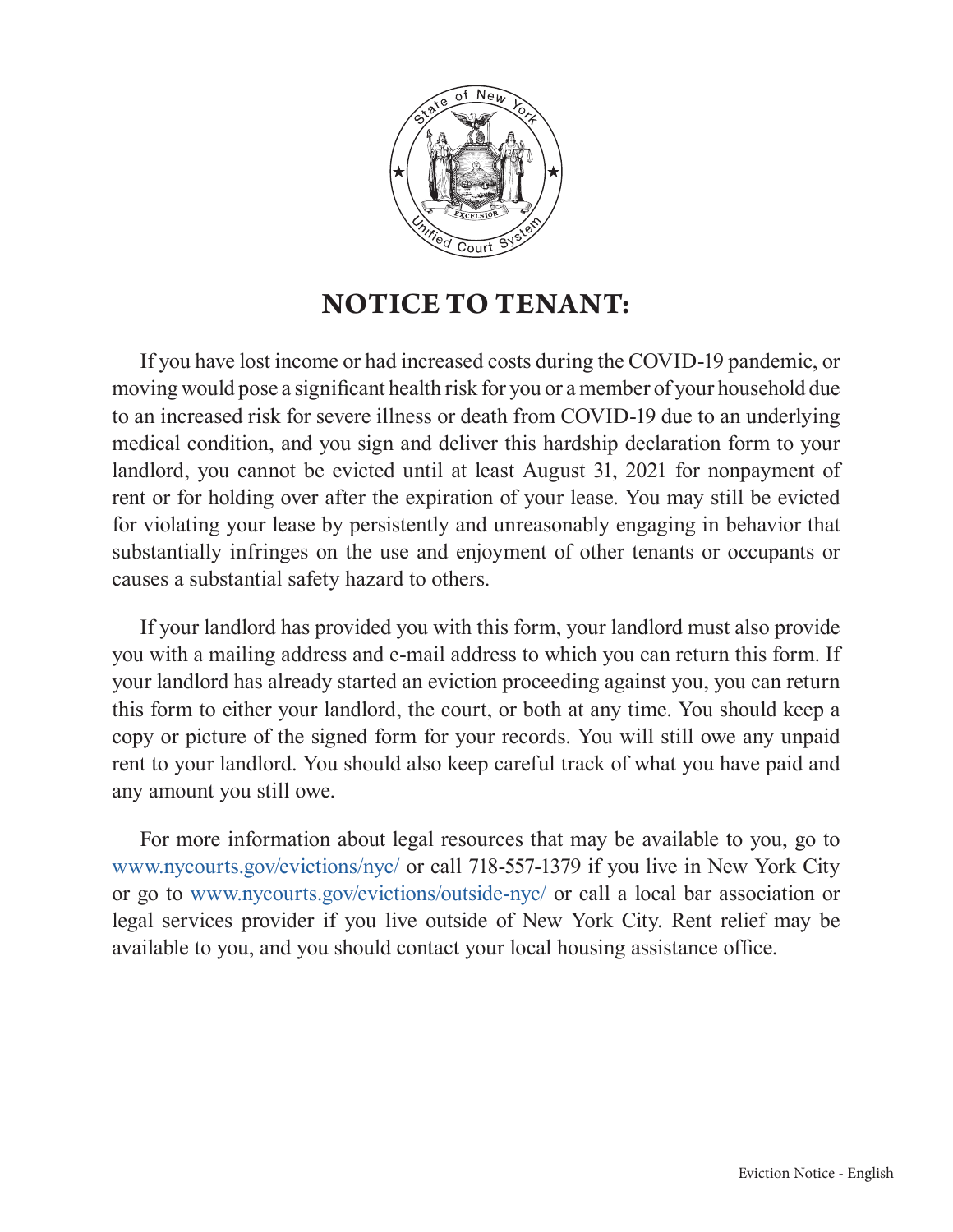# NOTICE TO TENANT:

If you have lost income or had increased costs during the COVID-19 pandemic, or moving would pose a significant health risk for you or a member of your household due to an increased risk for severe illness or death from COVID-19 due to an underlying medical condition, and you sign and deliver this hardship declaration form to your landlord, you cannot be evicted until at least August 31, 2021 for nonpayment of rent or for holding over after the expiration of your lease. You may still be evicted for violating your lease by persistently and unreasonably engaging in behavior that substantially infringes on the use and enjoyment of other tenants or occupants or causes a substantial safety hazard to others.

If your landlord has provided you with this form, your landlord must also provide you with a mailing address and e-mail address to which you can return this form. If your landlord has already started an eviction proceeding against you, you can return this form to either your landlord, the court, or both at any time. You should keep a copy or picture of the signed form for your records. You will still owe any unpaid rent to your landlord. You should also keep careful track of what you have paid and any amount you still owe.

For more information about legal resources that may be available to you, go to [www.nycourts.gov/evictions/nyc/](http://www.nycourts.gov/evictions/nyc/) or call 718-557-1379 if you live in New York City or go to [www.nycourts.gov/evictions/outside-nyc/](http://www.nycourts.gov/evictions/outside-nyc/) or call a local bar association or legal services provider if you live outside of New York City. Rent relief may be available to you, and you should contact your local housing assistance office.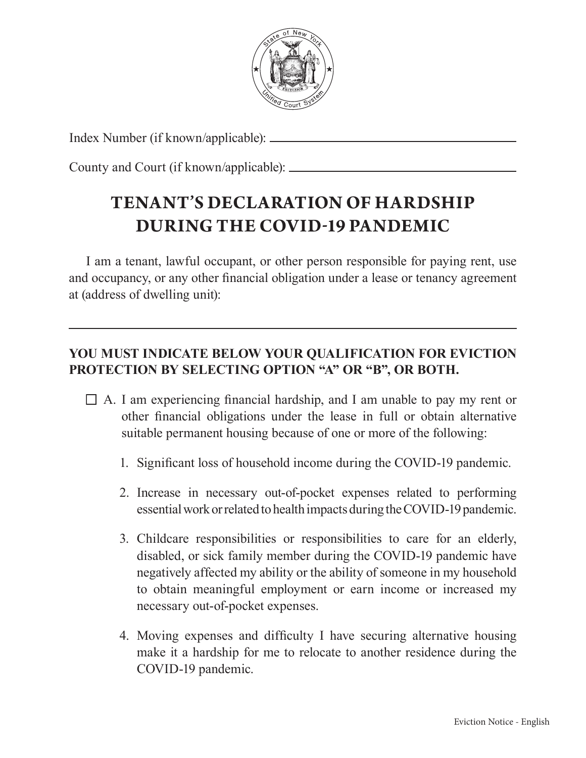Index Number (if known/applicable): ______________________________

County and Court (if known/applicable): ______________________________

# TENANT'S DECLARATION OF HARDSHIP DURING THE COVID-19 PANDEMIC

I am a tenant, lawful occupant, or other person responsible for paying rent, use and occupancy, or any other financial obligation under a lease or tenancy agreement at (address of dwelling unit):

______________________________________________________________

**YOU MUST INDICATE BELOW YOUR QUALIFICATION FOR EVICTION PROTECTION BY SELECTING OPTION "A" OR "B", OR BOTH.**

☐ A. I am experiencing financial hardship, and I am unable to pay my rent or other financial obligations under the lease in full or obtain alternative suitable permanent housing because of one or more of the following:

1. Significant loss of household income during the COVID-19 pandemic.
2. Increase in necessary out-of-pocket expenses related to performing essential work or related to health impacts during the COVID-19 pandemic.
3. Childcare responsibilities or responsibilities to care for an elderly, disabled, or sick family member during the COVID-19 pandemic have negatively affected my ability or the ability of someone in my household to obtain meaningful employment or earn income or increased my necessary out-of-pocket expenses.
4. Moving expenses and difficulty I have securing alternative housing make it a hardship for me to relocate to another residence during the COVID-19 pandemic.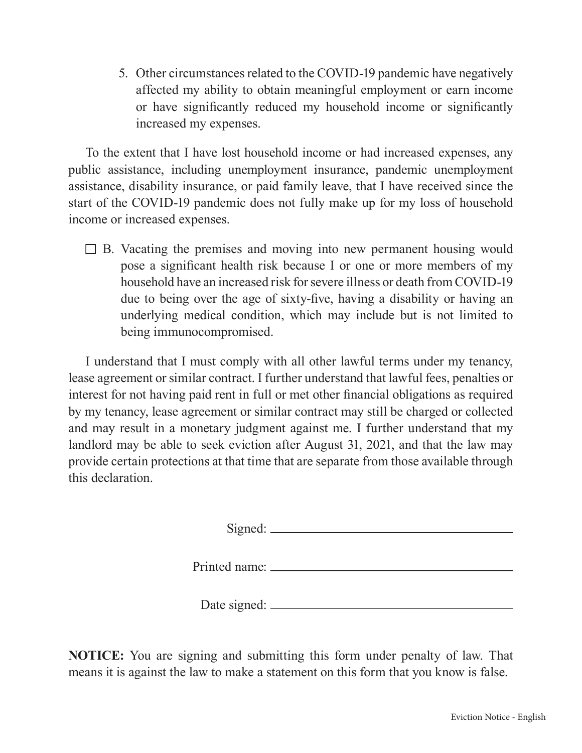5. Other circumstances related to the COVID-19 pandemic have negatively affected my ability to obtain meaningful employment or earn income or have significantly reduced my household income or significantly increased my expenses.

To the extent that I have lost household income or had increased expenses, any public assistance, including unemployment insurance, pandemic unemployment assistance, disability insurance, or paid family leave, that I have received since the start of the COVID-19 pandemic does not fully make up for my loss of household income or increased expenses.

☐ B. Vacating the premises and moving into new permanent housing would pose a significant health risk because I or one or more members of my household have an increased risk for severe illness or death from COVID-19 due to being over the age of sixty-five, having a disability or having an underlying medical condition, which may include but is not limited to being immunocompromised.

I understand that I must comply with all other lawful terms under my tenancy, lease agreement or similar contract. I further understand that lawful fees, penalties or interest for not having paid rent in full or met other financial obligations as required by my tenancy, lease agreement or similar contract may still be charged or collected and may result in a monetary judgment against me. I further understand that my landlord may be able to seek eviction after August 31, 2021, and that the law may provide certain protections at that time that are separate from those available through this declaration.

Signed: ______________________________

Printed name: ______________________________

Date signed: ______________________________

**NOTICE:** You are signing and submitting this form under penalty of law. That means it is against the law to make a statement on this form that you know is false.